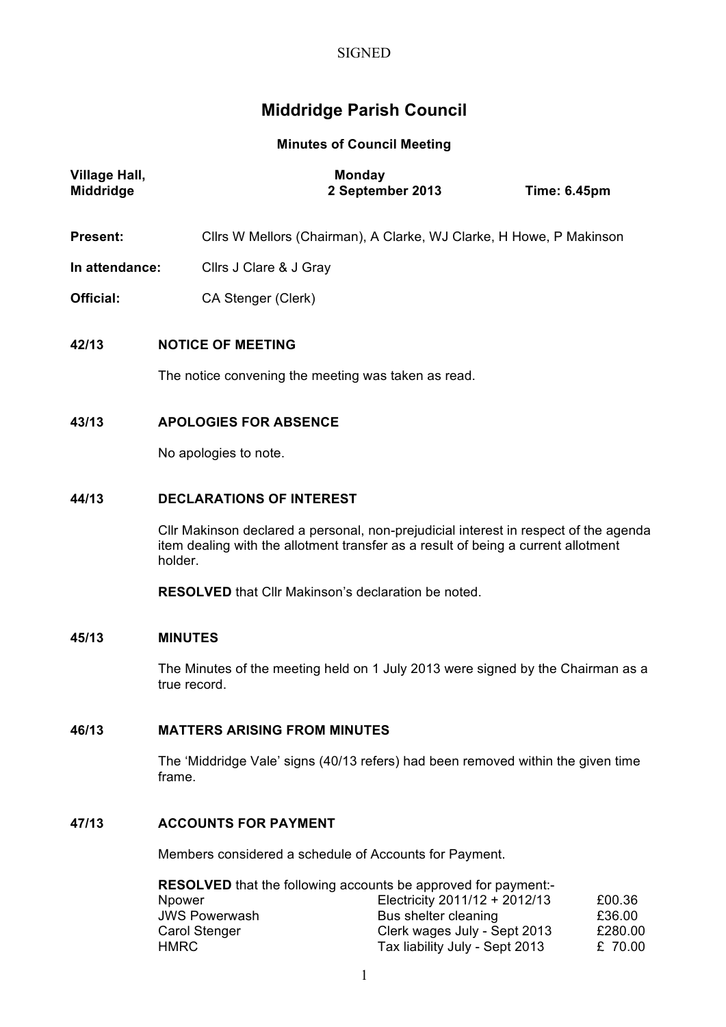SIGNED

# Middridge Parish Council

**Minutes of Council Meeting**

| **Village Hall, Middridge** | **Monday 2 September 2013** | **Time: 6.45pm** |
|---|---|---|

**Present:** Cllrs W Mellors (Chairman), A Clarke, WJ Clarke, H Howe, P Makinson

**In attendance:** Cllrs J Clare & J Gray

**Official:** CA Stenger (Clerk)

### 42/13 NOTICE OF MEETING

The notice convening the meeting was taken as read.

### 43/13 APOLOGIES FOR ABSENCE

No apologies to note.

### 44/13 DECLARATIONS OF INTEREST

Cllr Makinson declared a personal, non-prejudicial interest in respect of the agenda item dealing with the allotment transfer as a result of being a current allotment holder.

**RESOLVED** that Cllr Makinson's declaration be noted.

### 45/13 MINUTES

The Minutes of the meeting held on 1 July 2013 were signed by the Chairman as a true record.

### 46/13 MATTERS ARISING FROM MINUTES

The 'Middridge Vale' signs (40/13 refers) had been removed within the given time frame.

### 47/13 ACCOUNTS FOR PAYMENT

Members considered a schedule of Accounts for Payment.

**RESOLVED** that the following accounts be approved for payment:-

| | | |
|---|---|---|
| Npower | Electricity 2011/12 + 2012/13 | £00.36 |
| JWS Powerwash | Bus shelter cleaning | £36.00 |
| Carol Stenger | Clerk wages July - Sept 2013 | £280.00 |
| HMRC | Tax liability July - Sept 2013 | £ 70.00 |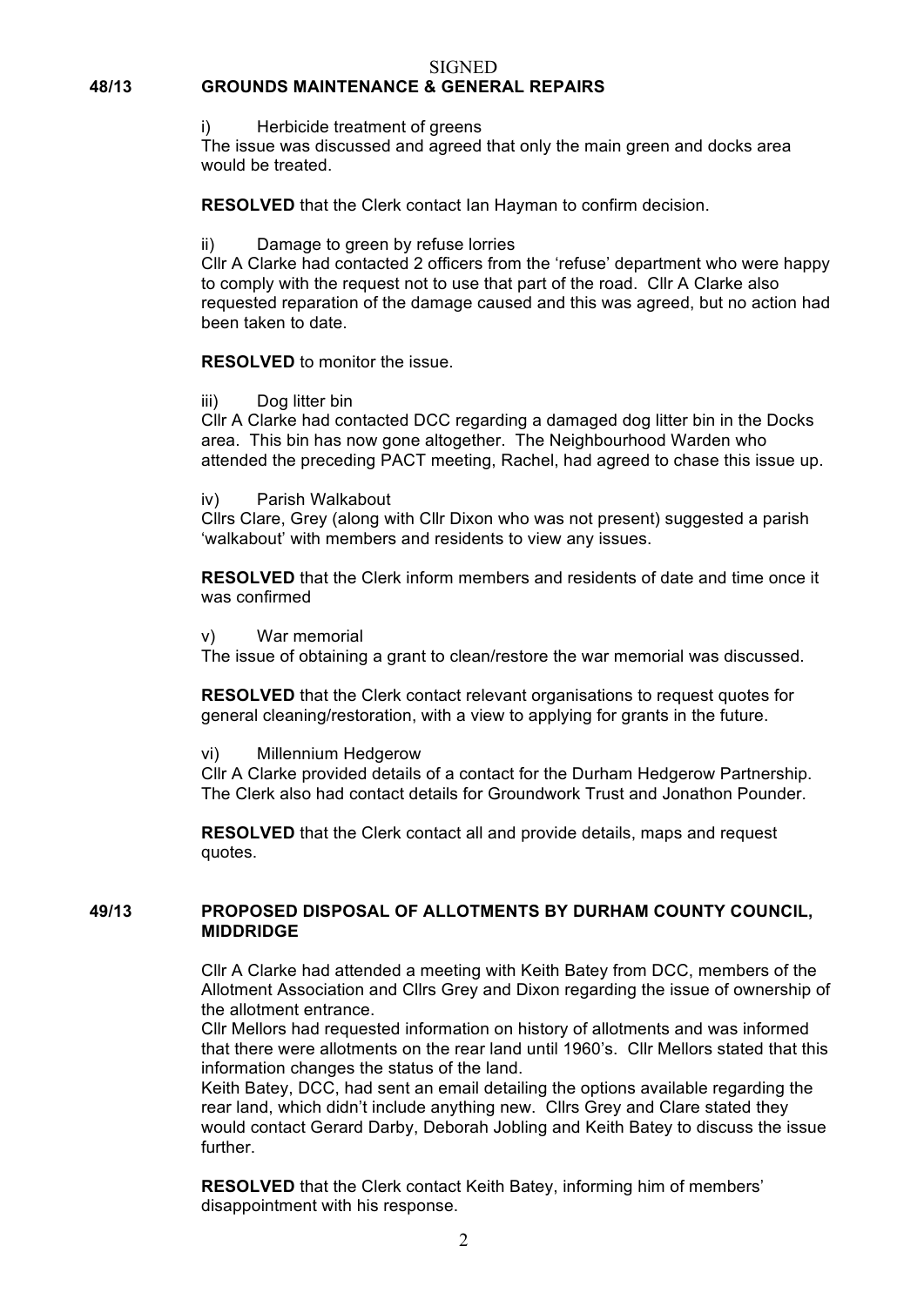SIGNED

## 48/13 GROUNDS MAINTENANCE & GENERAL REPAIRS

i) Herbicide treatment of greens

The issue was discussed and agreed that only the main green and docks area would be treated.

**RESOLVED** that the Clerk contact Ian Hayman to confirm decision.

ii) Damage to green by refuse lorries

Cllr A Clarke had contacted 2 officers from the 'refuse' department who were happy to comply with the request not to use that part of the road. Cllr A Clarke also requested reparation of the damage caused and this was agreed, but no action had been taken to date.

**RESOLVED** to monitor the issue.

iii) Dog litter bin

Cllr A Clarke had contacted DCC regarding a damaged dog litter bin in the Docks area. This bin has now gone altogether. The Neighbourhood Warden who attended the preceding PACT meeting, Rachel, had agreed to chase this issue up.

iv) Parish Walkabout

Cllrs Clare, Grey (along with Cllr Dixon who was not present) suggested a parish 'walkabout' with members and residents to view any issues.

**RESOLVED** that the Clerk inform members and residents of date and time once it was confirmed

v) War memorial

The issue of obtaining a grant to clean/restore the war memorial was discussed.

**RESOLVED** that the Clerk contact relevant organisations to request quotes for general cleaning/restoration, with a view to applying for grants in the future.

vi) Millennium Hedgerow

Cllr A Clarke provided details of a contact for the Durham Hedgerow Partnership. The Clerk also had contact details for Groundwork Trust and Jonathon Pounder.

**RESOLVED** that the Clerk contact all and provide details, maps and request quotes.

## 49/13 PROPOSED DISPOSAL OF ALLOTMENTS BY DURHAM COUNTY COUNCIL, MIDDRIDGE

Cllr A Clarke had attended a meeting with Keith Batey from DCC, members of the Allotment Association and Cllrs Grey and Dixon regarding the issue of ownership of the allotment entrance.

Cllr Mellors had requested information on history of allotments and was informed that there were allotments on the rear land until 1960's. Cllr Mellors stated that this information changes the status of the land.

Keith Batey, DCC, had sent an email detailing the options available regarding the rear land, which didn't include anything new. Cllrs Grey and Clare stated they would contact Gerard Darby, Deborah Jobling and Keith Batey to discuss the issue further.

**RESOLVED** that the Clerk contact Keith Batey, informing him of members' disappointment with his response.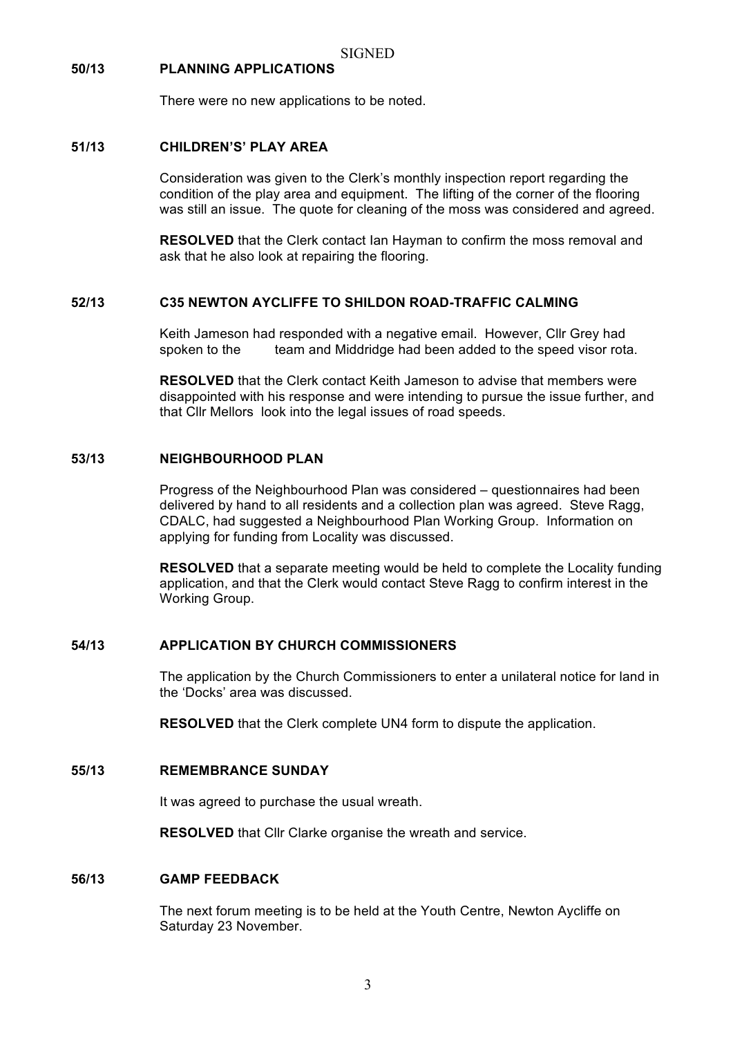SIGNED

**50/13 PLANNING APPLICATIONS**

There were no new applications to be noted.

**51/13 CHILDREN'S' PLAY AREA**

Consideration was given to the Clerk's monthly inspection report regarding the condition of the play area and equipment. The lifting of the corner of the flooring was still an issue. The quote for cleaning of the moss was considered and agreed.

**RESOLVED** that the Clerk contact Ian Hayman to confirm the moss removal and ask that he also look at repairing the flooring.

**52/13 C35 NEWTON AYCLIFFE TO SHILDON ROAD-TRAFFIC CALMING**

Keith Jameson had responded with a negative email. However, Cllr Grey had spoken to the team and Middridge had been added to the speed visor rota.

**RESOLVED** that the Clerk contact Keith Jameson to advise that members were disappointed with his response and were intending to pursue the issue further, and that Cllr Mellors look into the legal issues of road speeds.

**53/13 NEIGHBOURHOOD PLAN**

Progress of the Neighbourhood Plan was considered – questionnaires had been delivered by hand to all residents and a collection plan was agreed. Steve Ragg, CDALC, had suggested a Neighbourhood Plan Working Group. Information on applying for funding from Locality was discussed.

**RESOLVED** that a separate meeting would be held to complete the Locality funding application, and that the Clerk would contact Steve Ragg to confirm interest in the Working Group.

**54/13 APPLICATION BY CHURCH COMMISSIONERS**

The application by the Church Commissioners to enter a unilateral notice for land in the 'Docks' area was discussed.

**RESOLVED** that the Clerk complete UN4 form to dispute the application.

**55/13 REMEMBRANCE SUNDAY**

It was agreed to purchase the usual wreath.

**RESOLVED** that Cllr Clarke organise the wreath and service.

**56/13 GAMP FEEDBACK**

The next forum meeting is to be held at the Youth Centre, Newton Aycliffe on Saturday 23 November.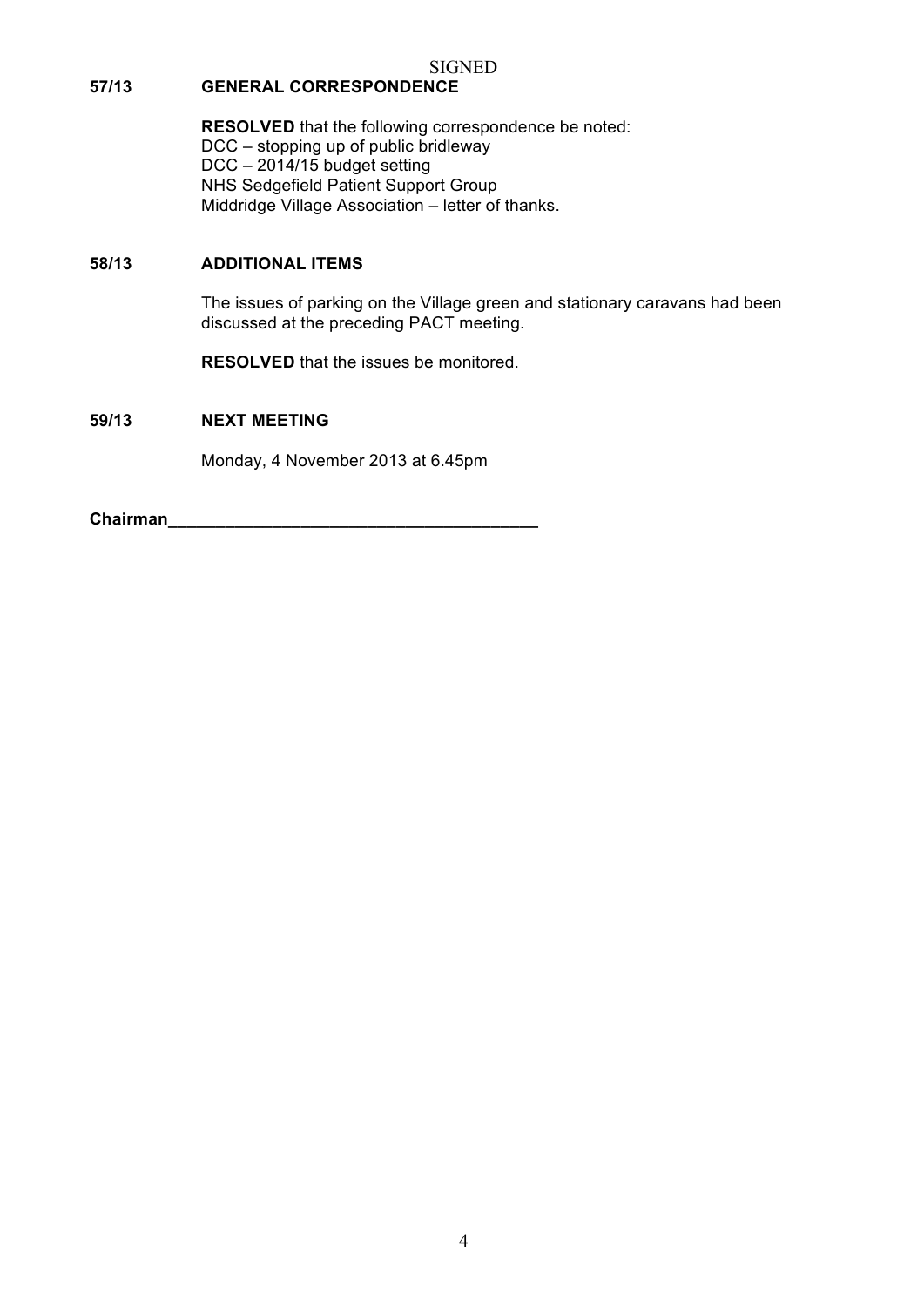SIGNED

**57/13 GENERAL CORRESPONDENCE**

**RESOLVED** that the following correspondence be noted:
DCC – stopping up of public bridleway
DCC – 2014/15 budget setting
NHS Sedgefield Patient Support Group
Middridge Village Association – letter of thanks.

**58/13 ADDITIONAL ITEMS**

The issues of parking on the Village green and stationary caravans had been discussed at the preceding PACT meeting.

**RESOLVED** that the issues be monitored.

**59/13 NEXT MEETING**

Monday, 4 November 2013 at 6.45pm

**Chairman**_______________________________________